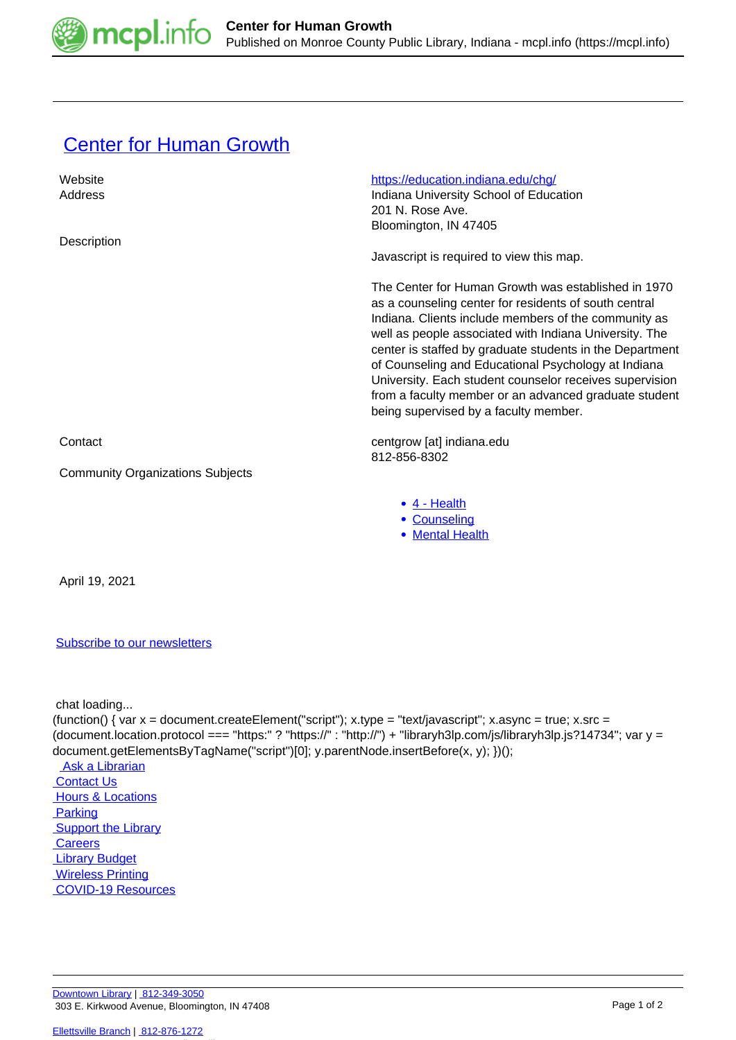# Center for Human Growth

| | |
|---|---|
| Website | https://education.indiana.edu/chg/ |
| Address | Indiana University School of Education<br>201 N. Rose Ave.<br>Bloomington, IN 47405 |
| Description | Javascript is required to view this map.<br><br>The Center for Human Growth was established in 1970 as a counseling center for residents of south central Indiana. Clients include members of the community as well as people associated with Indiana University. The center is staffed by graduate students in the Department of Counseling and Educational Psychology at Indiana University. Each student counselor receives supervision from a faculty member or an advanced graduate student being supervised by a faculty member. |
| Contact | centgrow [at] indiana.edu<br>812-856-8302 |
| Community Organizations Subjects | |

- 4 - Health
- Counseling
- Mental Health

April 19, 2021

Subscribe to our newsletters

chat loading...

```
(function() { var x = document.createElement("script"); x.type = "text/javascript"; x.async = true; x.src = (document.location.protocol === "https:" ? "https://" : "http://") + "libraryh3lp.com/js/libraryh3lp.js?14734"; var y = document.getElementsByTagName("script")[0]; y.parentNode.insertBefore(x, y); })();
```

Ask a Librarian
Contact Us
Hours & Locations
Parking
Support the Library
Careers
Library Budget
Wireless Printing
COVID-19 Resources

Downtown Library | 812-349-3050
303 E. Kirkwood Avenue, Bloomington, IN 47408

Ellettsville Branch | 812-876-1272